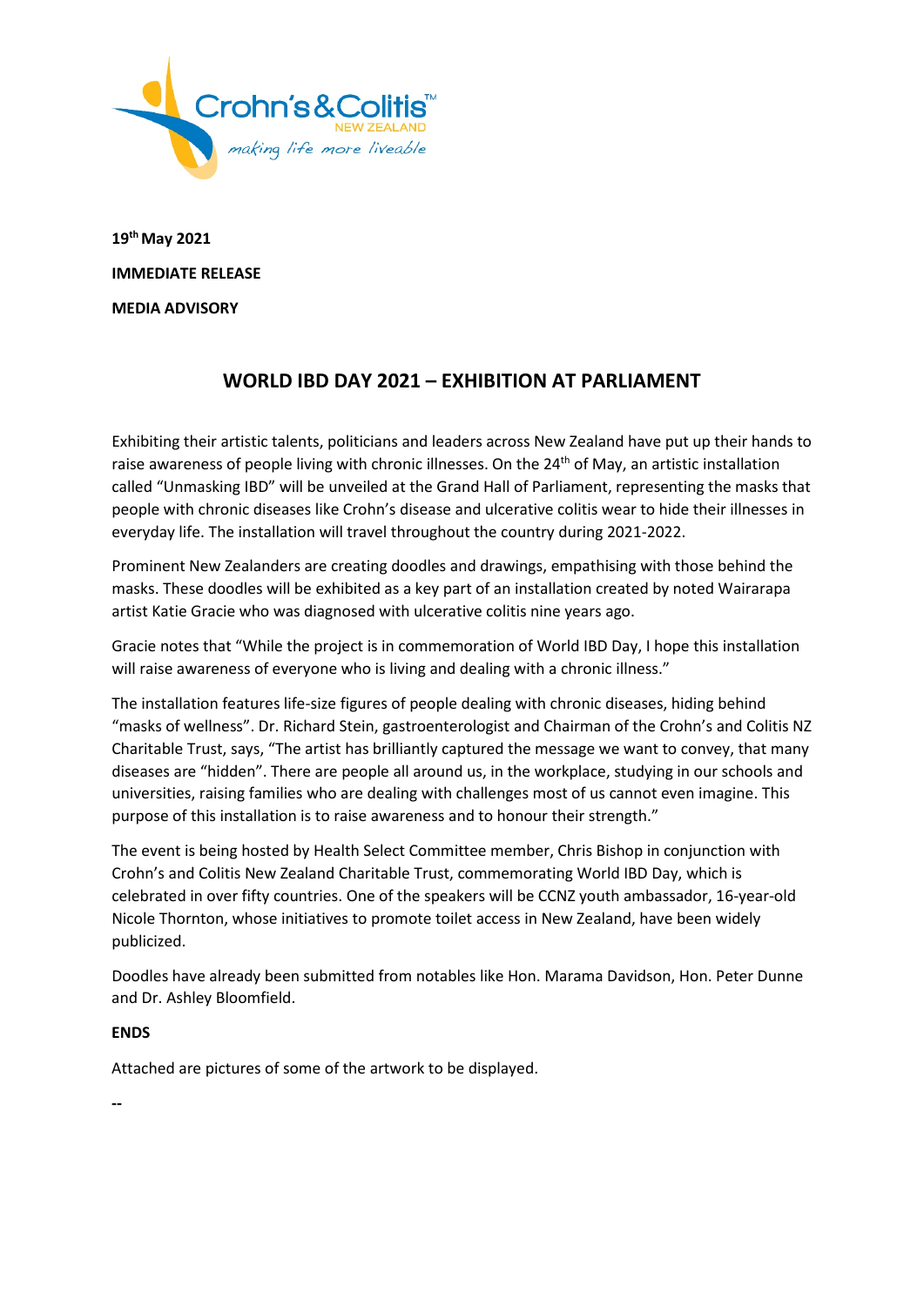Crohn's & Colitis™
NEW ZEALAND
*making life more liveable*

**19th May 2021**

**IMMEDIATE RELEASE**

**MEDIA ADVISORY**

## WORLD IBD DAY 2021 – EXHIBITION AT PARLIAMENT

Exhibiting their artistic talents, politicians and leaders across New Zealand have put up their hands to raise awareness of people living with chronic illnesses. On the 24th of May, an artistic installation called "Unmasking IBD" will be unveiled at the Grand Hall of Parliament, representing the masks that people with chronic diseases like Crohn's disease and ulcerative colitis wear to hide their illnesses in everyday life. The installation will travel throughout the country during 2021-2022.

Prominent New Zealanders are creating doodles and drawings, empathising with those behind the masks. These doodles will be exhibited as a key part of an installation created by noted Wairarapa artist Katie Gracie who was diagnosed with ulcerative colitis nine years ago.

Gracie notes that "While the project is in commemoration of World IBD Day, I hope this installation will raise awareness of everyone who is living and dealing with a chronic illness."

The installation features life-size figures of people dealing with chronic diseases, hiding behind "masks of wellness". Dr. Richard Stein, gastroenterologist and Chairman of the Crohn's and Colitis NZ Charitable Trust, says, "The artist has brilliantly captured the message we want to convey, that many diseases are "hidden". There are people all around us, in the workplace, studying in our schools and universities, raising families who are dealing with challenges most of us cannot even imagine. This purpose of this installation is to raise awareness and to honour their strength."

The event is being hosted by Health Select Committee member, Chris Bishop in conjunction with Crohn's and Colitis New Zealand Charitable Trust, commemorating World IBD Day, which is celebrated in over fifty countries. One of the speakers will be CCNZ youth ambassador, 16-year-old Nicole Thornton, whose initiatives to promote toilet access in New Zealand, have been widely publicized.

Doodles have already been submitted from notables like Hon. Marama Davidson, Hon. Peter Dunne and Dr. Ashley Bloomfield.

**ENDS**

Attached are pictures of some of the artwork to be displayed.

--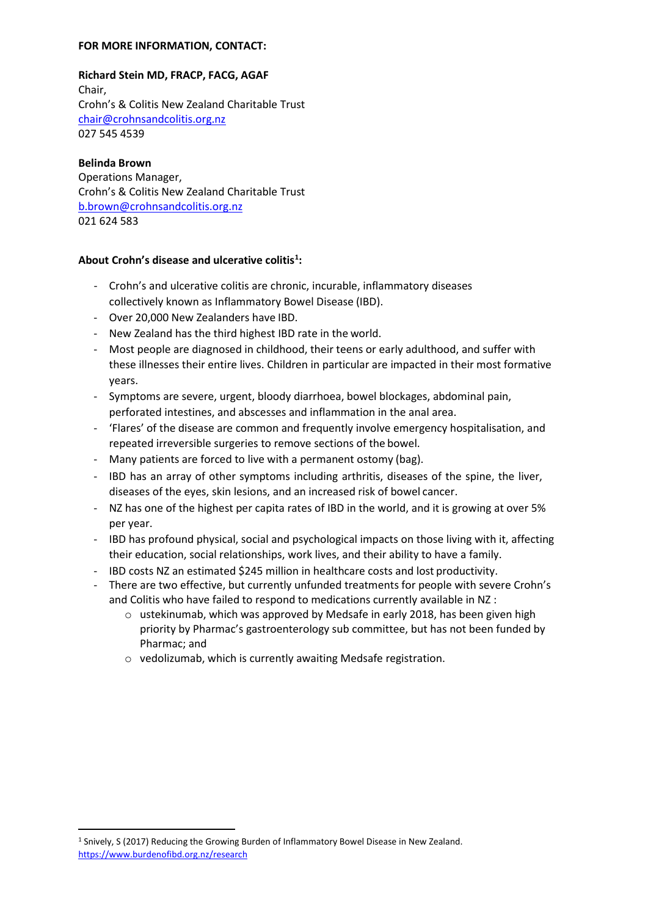**FOR MORE INFORMATION, CONTACT:**

**Richard Stein MD, FRACP, FACG, AGAF**
Chair,
Crohn's & Colitis New Zealand Charitable Trust
chair@crohnsandcolitis.org.nz
027 545 4539

**Belinda Brown**
Operations Manager,
Crohn's & Colitis New Zealand Charitable Trust
b.brown@crohnsandcolitis.org.nz
021 624 583

**About Crohn's disease and ulcerative colitis[1]:**

- Crohn's and ulcerative colitis are chronic, incurable, inflammatory diseases collectively known as Inflammatory Bowel Disease (IBD).
- Over 20,000 New Zealanders have IBD.
- New Zealand has the third highest IBD rate in the world.
- Most people are diagnosed in childhood, their teens or early adulthood, and suffer with these illnesses their entire lives. Children in particular are impacted in their most formative years.
- Symptoms are severe, urgent, bloody diarrhoea, bowel blockages, abdominal pain, perforated intestines, and abscesses and inflammation in the anal area.
- 'Flares' of the disease are common and frequently involve emergency hospitalisation, and repeated irreversible surgeries to remove sections of the bowel.
- Many patients are forced to live with a permanent ostomy (bag).
- IBD has an array of other symptoms including arthritis, diseases of the spine, the liver, diseases of the eyes, skin lesions, and an increased risk of bowel cancer.
- NZ has one of the highest per capita rates of IBD in the world, and it is growing at over 5% per year.
- IBD has profound physical, social and psychological impacts on those living with it, affecting their education, social relationships, work lives, and their ability to have a family.
- IBD costs NZ an estimated $245 million in healthcare costs and lost productivity.
- There are two effective, but currently unfunded treatments for people with severe Crohn's and Colitis who have failed to respond to medications currently available in NZ :
  - ustekinumab, which was approved by Medsafe in early 2018, has been given high priority by Pharmac's gastroenterology sub committee, but has not been funded by Pharmac; and
  - vedolizumab, which is currently awaiting Medsafe registration.

[1] Snively, S (2017) Reducing the Growing Burden of Inflammatory Bowel Disease in New Zealand. https://www.burdenofibd.org.nz/research